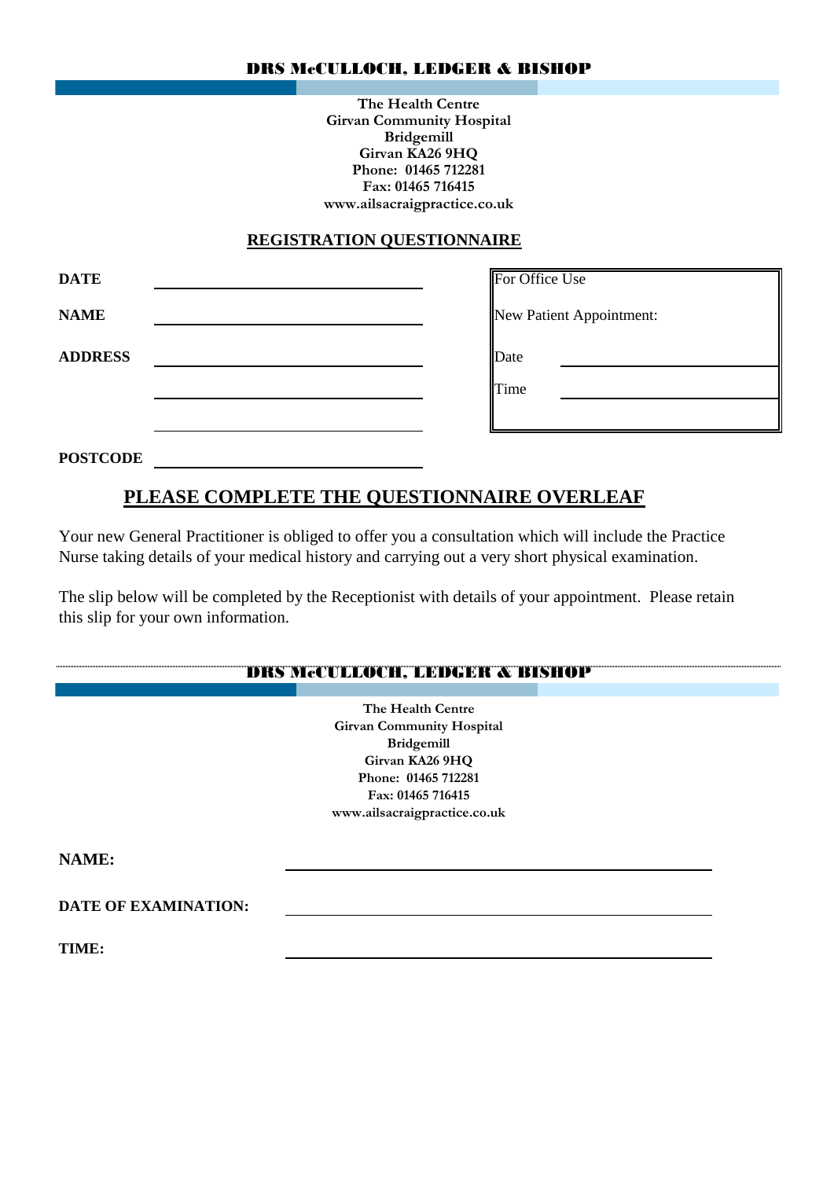**DRS McCULLOCH, LEDGER & BISHOP**

**The Health Centre**
**Girvan Community Hospital**
**Bridgemill**
**Girvan KA26 9HQ**
**Phone: 01465 712281**
**Fax: 01465 716415**
**www.ailsacraigpractice.co.uk**

## REGISTRATION QUESTIONNAIRE

**DATE** ______________________________

**NAME** ______________________________

**ADDRESS** ______________________________

______________________________

______________________________

**POSTCODE** ______________________________

| For Office Use | |
|---|---|
| New Patient Appointment: | |
| Date | ______________ |
| Time | ______________ |

## PLEASE COMPLETE THE QUESTIONNAIRE OVERLEAF

Your new General Practitioner is obliged to offer you a consultation which will include the Practice Nurse taking details of your medical history and carrying out a very short physical examination.

The slip below will be completed by the Receptionist with details of your appointment. Please retain this slip for your own information.

---

**DRS McCULLOCH, LEDGER & BISHOP**

**The Health Centre**
**Girvan Community Hospital**
**Bridgemill**
**Girvan KA26 9HQ**
**Phone: 01465 712281**
**Fax: 01465 716415**
**www.ailsacraigpractice.co.uk**

**NAME:** ______________________________

**DATE OF EXAMINATION:** ______________________________

**TIME:** ______________________________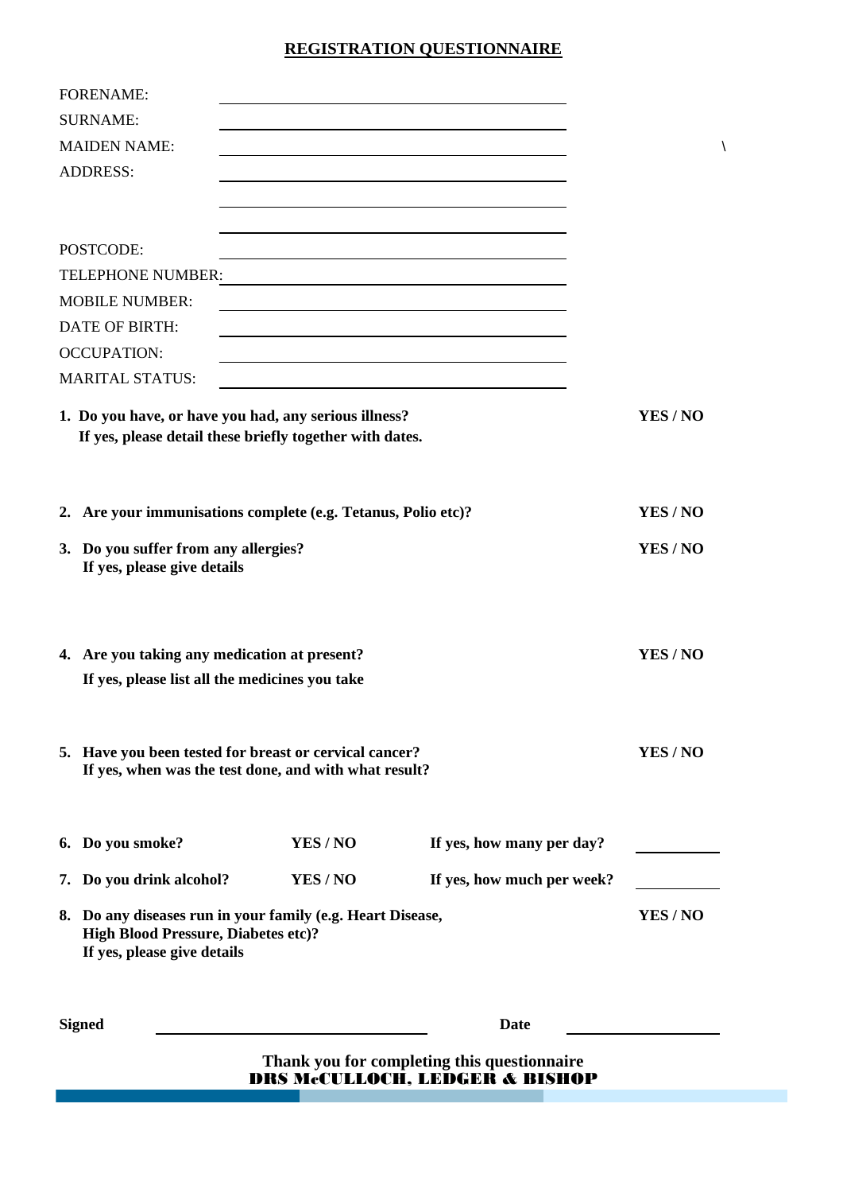# REGISTRATION QUESTIONNAIRE

FORENAME: ______________________________

SURNAME: ______________________________

MAIDEN NAME: ______________________________ \

ADDRESS: ______________________________

______________________________

______________________________

POSTCODE: ______________________________

TELEPHONE NUMBER: ______________________________

MOBILE NUMBER: ______________________________

DATE OF BIRTH: ______________________________

OCCUPATION: ______________________________

MARITAL STATUS: ______________________________

**1. Do you have, or have you had, any serious illness?** **YES / NO**
**If yes, please detail these briefly together with dates.**

**2. Are your immunisations complete (e.g. Tetanus, Polio etc)?** **YES / NO**

**3. Do you suffer from any allergies?** **YES / NO**
**If yes, please give details**

**4. Are you taking any medication at present?** **YES / NO**
**If yes, please list all the medicines you take**

**5. Have you been tested for breast or cervical cancer?** **YES / NO**
**If yes, when was the test done, and with what result?**

**6. Do you smoke?** **YES / NO** **If yes, how many per day?** __________

**7. Do you drink alcohol?** **YES / NO** **If yes, how much per week?** __________

**8. Do any diseases run in your family (e.g. Heart Disease, High Blood Pressure, Diabetes etc)?** **YES / NO**
**If yes, please give details**

**Signed** ______________________________ **Date** __________________

**Thank you for completing this questionnaire**
**DRS McCULLOCH, LEDGER & BISHOP**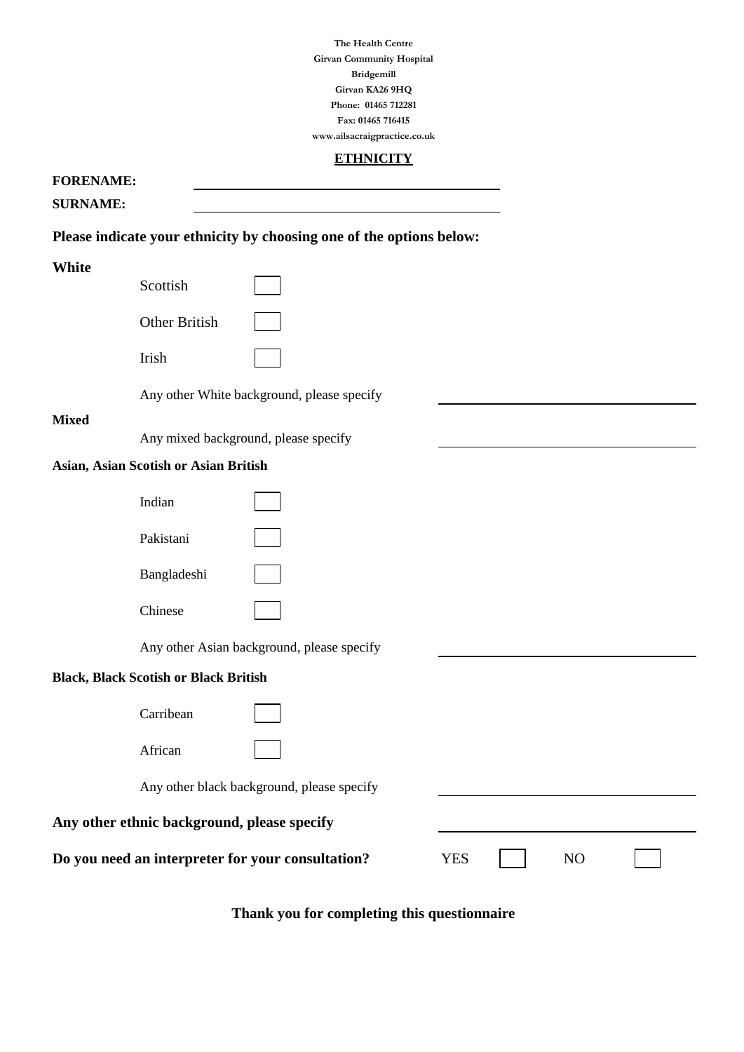**The Health Centre**
**Girvan Community Hospital**
**Bridgemill**
**Girvan KA26 9HQ**
**Phone: 01465 712281**
**Fax: 01465 716415**
**www.ailsacraigpractice.co.uk**

## ETHNICITY

**FORENAME:** ______________________________

**SURNAME:** ______________________________

**Please indicate your ethnicity by choosing one of the options below:**

**White**

- Scottish ☐
- Other British ☐
- Irish ☐
- Any other White background, please specify ______________________________

**Mixed**

- Any mixed background, please specify ______________________________

**Asian, Asian Scotish or Asian British**

- Indian ☐
- Pakistani ☐
- Bangladeshi ☐
- Chinese ☐
- Any other Asian background, please specify ______________________________

**Black, Black Scotish or Black British**

- Carribean ☐
- African ☐
- Any other black background, please specify ______________________________

**Any other ethnic background, please specify** ______________________________

**Do you need an interpreter for your consultation?** YES ☐ NO ☐

**Thank you for completing this questionnaire**